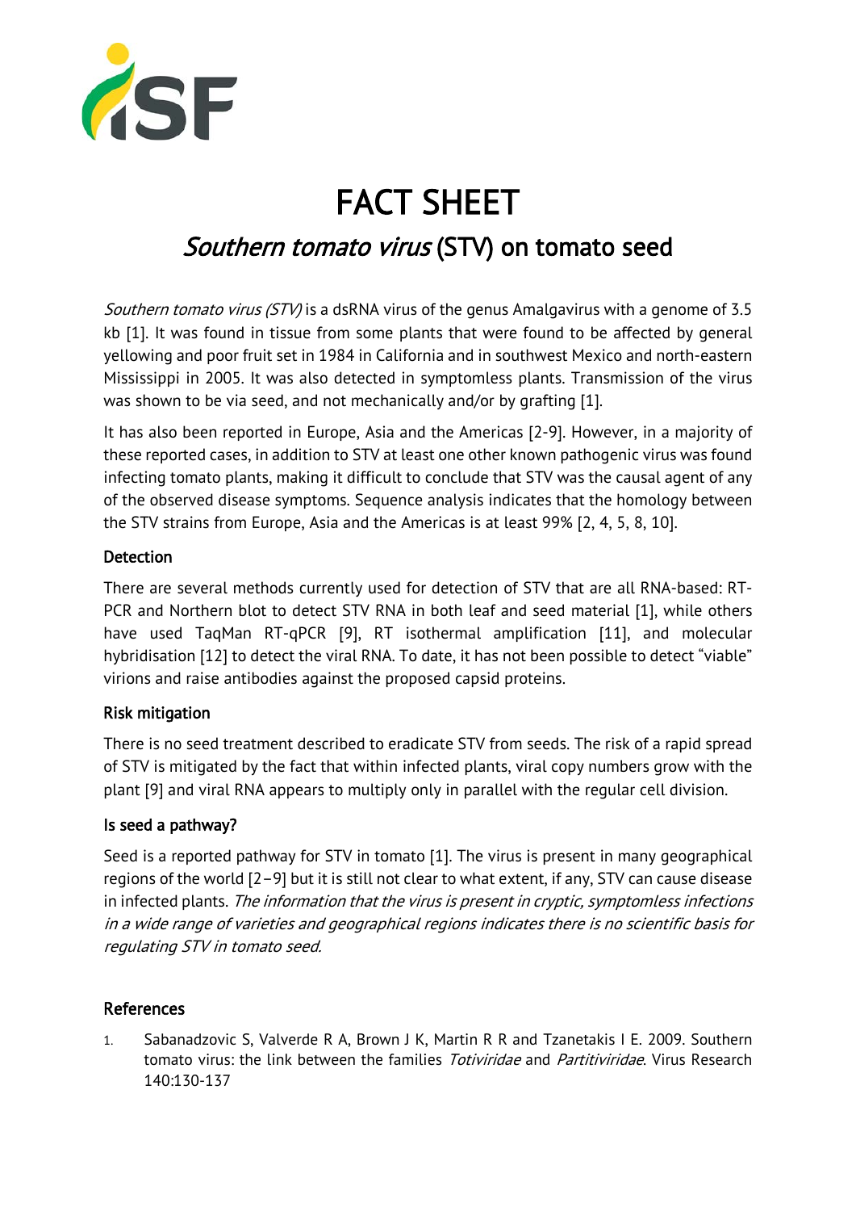# FACT SHEET

## *Southern tomato virus* (STV) on tomato seed

*Southern tomato virus (STV)* is a dsRNA virus of the genus Amalgavirus with a genome of 3.5 kb [1]. It was found in tissue from some plants that were found to be affected by general yellowing and poor fruit set in 1984 in California and in southwest Mexico and north-eastern Mississippi in 2005. It was also detected in symptomless plants. Transmission of the virus was shown to be via seed, and not mechanically and/or by grafting [1].

It has also been reported in Europe, Asia and the Americas [2-9]. However, in a majority of these reported cases, in addition to STV at least one other known pathogenic virus was found infecting tomato plants, making it difficult to conclude that STV was the causal agent of any of the observed disease symptoms. Sequence analysis indicates that the homology between the STV strains from Europe, Asia and the Americas is at least 99% [2, 4, 5, 8, 10].

### Detection

There are several methods currently used for detection of STV that are all RNA-based: RT-PCR and Northern blot to detect STV RNA in both leaf and seed material [1], while others have used TaqMan RT-qPCR [9], RT isothermal amplification [11], and molecular hybridisation [12] to detect the viral RNA. To date, it has not been possible to detect "viable" virions and raise antibodies against the proposed capsid proteins.

### Risk mitigation

There is no seed treatment described to eradicate STV from seeds. The risk of a rapid spread of STV is mitigated by the fact that within infected plants, viral copy numbers grow with the plant [9] and viral RNA appears to multiply only in parallel with the regular cell division.

### Is seed a pathway?

Seed is a reported pathway for STV in tomato [1]. The virus is present in many geographical regions of the world [2–9] but it is still not clear to what extent, if any, STV can cause disease in infected plants. *The information that the virus is present in cryptic, symptomless infections in a wide range of varieties and geographical regions indicates there is no scientific basis for regulating STV in tomato seed.*

### References

1. Sabanadzovic S, Valverde R A, Brown J K, Martin R R and Tzanetakis I E. 2009. Southern tomato virus: the link between the families *Totiviridae* and *Partitiviridae*. Virus Research 140:130-137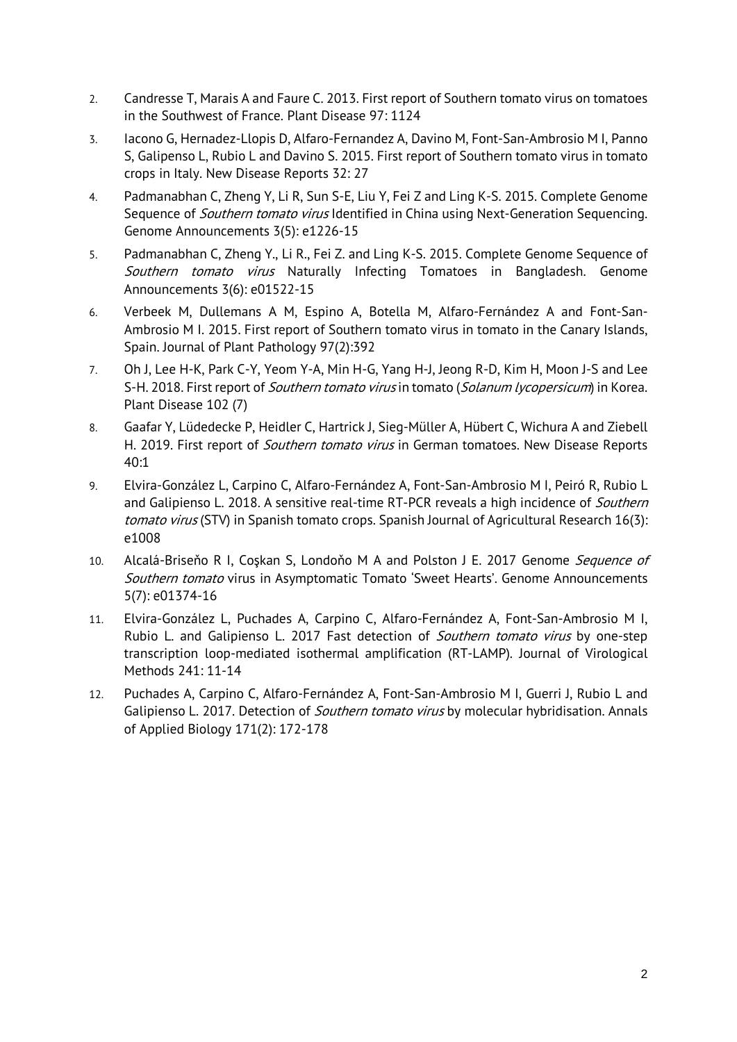2. Candresse T, Marais A and Faure C. 2013. First report of Southern tomato virus on tomatoes in the Southwest of France. Plant Disease 97: 1124
3. Iacono G, Hernadez-Llopis D, Alfaro-Fernandez A, Davino M, Font-San-Ambrosio M I, Panno S, Galipenso L, Rubio L and Davino S. 2015. First report of Southern tomato virus in tomato crops in Italy. New Disease Reports 32: 27
4. Padmanabhan C, Zheng Y, Li R, Sun S-E, Liu Y, Fei Z and Ling K-S. 2015. Complete Genome Sequence of *Southern tomato virus* Identified in China using Next-Generation Sequencing. Genome Announcements 3(5): e1226-15
5. Padmanabhan C, Zheng Y., Li R., Fei Z. and Ling K-S. 2015. Complete Genome Sequence of *Southern tomato virus* Naturally Infecting Tomatoes in Bangladesh. Genome Announcements 3(6): e01522-15
6. Verbeek M, Dullemans A M, Espino A, Botella M, Alfaro-Fernández A and Font-San-Ambrosio M I. 2015. First report of Southern tomato virus in tomato in the Canary Islands, Spain. Journal of Plant Pathology 97(2):392
7. Oh J, Lee H-K, Park C-Y, Yeom Y-A, Min H-G, Yang H-J, Jeong R-D, Kim H, Moon J-S and Lee S-H. 2018. First report of *Southern tomato virus* in tomato (*Solanum lycopersicum*) in Korea. Plant Disease 102 (7)
8. Gaafar Y, Lüdedecke P, Heidler C, Hartrick J, Sieg-Müller A, Hübert C, Wichura A and Ziebell H. 2019. First report of *Southern tomato virus* in German tomatoes. New Disease Reports 40:1
9. Elvira-González L, Carpino C, Alfaro-Fernández A, Font-San-Ambrosio M I, Peiró R, Rubio L and Galipienso L. 2018. A sensitive real-time RT-PCR reveals a high incidence of *Southern tomato virus* (STV) in Spanish tomato crops. Spanish Journal of Agricultural Research 16(3): e1008
10. Alcalá-Briseňo R I, Coşkan S, Londoňo M A and Polston J E. 2017 Genome *Sequence of Southern tomato* virus in Asymptomatic Tomato 'Sweet Hearts'. Genome Announcements 5(7): e01374-16
11. Elvira-González L, Puchades A, Carpino C, Alfaro-Fernández A, Font-San-Ambrosio M I, Rubio L. and Galipienso L. 2017 Fast detection of *Southern tomato virus* by one-step transcription loop-mediated isothermal amplification (RT-LAMP). Journal of Virological Methods 241: 11-14
12. Puchades A, Carpino C, Alfaro-Fernández A, Font-San-Ambrosio M I, Guerri J, Rubio L and Galipienso L. 2017. Detection of *Southern tomato virus* by molecular hybridisation. Annals of Applied Biology 171(2): 172-178